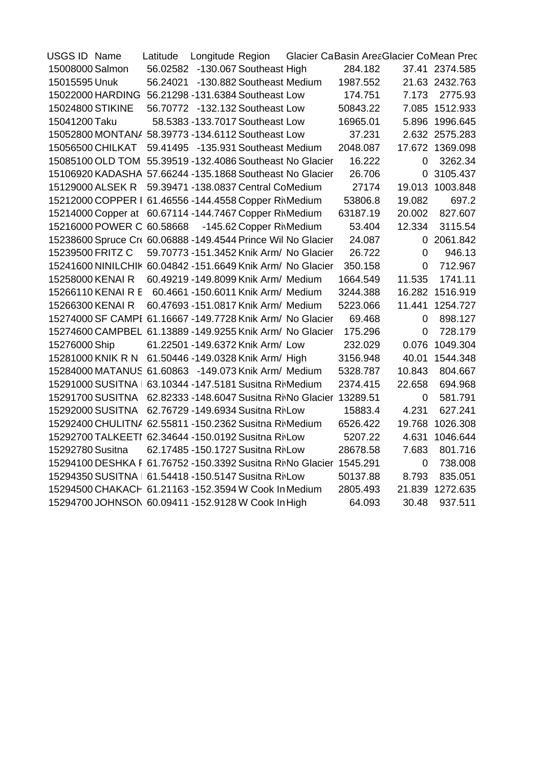| USGS ID | Name | Latitude | Longitude | Region | Glacier Ca | Basin Area | Glacier Co | Mean Prec |
|---|---|---|---|---|---|---|---|---|
| 15008000 | Salmon | 56.02582 | -130.067 | Southeast | High | 284.182 | 37.41 | 2374.585 |
| 15015595 | Unuk | 56.24021 | -130.882 | Southeast | Medium | 1987.552 | 21.63 | 2432.763 |
| 15022000 | HARDING | 56.21298 | -131.6384 | Southeast | Low | 174.751 | 7.173 | 2775.93 |
| 15024800 | STIKINE | 56.70772 | -132.132 | Southeast | Low | 50843.22 | 7.085 | 1512.933 |
| 15041200 | Taku | 58.5383 | -133.7017 | Southeast | Low | 16965.01 | 5.896 | 1996.645 |
| 15052800 | MONTANA | 58.39773 | -134.6112 | Southeast | Low | 37.231 | 2.632 | 2575.283 |
| 15056500 | CHILKAT | 59.41495 | -135.931 | Southeast | Medium | 2048.087 | 17.672 | 1369.098 |
| 15085100 | OLD TOM | 55.39519 | -132.4086 | Southeast | No Glacier | 16.222 | 0 | 3262.34 |
| 15106920 | KADASHA | 57.66244 | -135.1868 | Southeast | No Glacier | 26.706 | 0 | 3105.437 |
| 15129000 | ALSEK R | 59.39471 | -138.0837 | Central Co | Medium | 27174 | 19.013 | 1003.848 |
| 15212000 | COPPER I | 61.46556 | -144.4558 | Copper Ri | Medium | 53806.8 | 19.082 | 697.2 |
| 15214000 | Copper at | 60.67114 | -144.7467 | Copper Ri | Medium | 63187.19 | 20.002 | 827.607 |
| 15216000 | POWER C | 60.58668 | -145.62 | Copper Ri | Medium | 53.404 | 12.334 | 3115.54 |
| 15238600 | Spruce Cr | 60.06888 | -149.4544 | Prince Wil | No Glacier | 24.087 | 0 | 2061.842 |
| 15239500 | FRITZ C | 59.70773 | -151.3452 | Knik Arm/ | No Glacier | 26.722 | 0 | 946.13 |
| 15241600 | NINILCHIK | 60.04842 | -151.6649 | Knik Arm/ | No Glacier | 350.158 | 0 | 712.967 |
| 15258000 | KENAI R | 60.49219 | -149.8099 | Knik Arm/ | Medium | 1664.549 | 11.535 | 1741.11 |
| 15266110 | KENAI R E | 60.4661 | -150.6011 | Knik Arm/ | Medium | 3244.388 | 16.282 | 1516.919 |
| 15266300 | KENAI R | 60.47693 | -151.0817 | Knik Arm/ | Medium | 5223.066 | 11.441 | 1254.727 |
| 15274000 | SF CAMPI | 61.16667 | -149.7728 | Knik Arm/ | No Glacier | 69.468 | 0 | 898.127 |
| 15274600 | CAMPBEL | 61.13889 | -149.9255 | Knik Arm/ | No Glacier | 175.296 | 0 | 728.179 |
| 15276000 | Ship | 61.22501 | -149.6372 | Knik Arm/ | Low | 232.029 | 0.076 | 1049.304 |
| 15281000 | KNIK R N | 61.50446 | -149.0328 | Knik Arm/ | High | 3156.948 | 40.01 | 1544.348 |
| 15284000 | MATANUS | 61.60863 | -149.073 | Knik Arm/ | Medium | 5328.787 | 10.843 | 804.667 |
| 15291000 | SUSITNA | 63.10344 | -147.5181 | Susitna Ri | Medium | 2374.415 | 22.658 | 694.968 |
| 15291700 | SUSITNA | 62.82333 | -148.6047 | Susitna Ri | No Glacier | 13289.51 | 0 | 581.791 |
| 15292000 | SUSITNA | 62.76729 | -149.6934 | Susitna Ri | Low | 15883.4 | 4.231 | 627.241 |
| 15292400 | CHULITNA | 62.55811 | -150.2362 | Susitna Ri | Medium | 6526.422 | 19.768 | 1026.308 |
| 15292700 | TALKEETI | 62.34644 | -150.0192 | Susitna Ri | Low | 5207.22 | 4.631 | 1046.644 |
| 15292780 | Susitna | 62.17485 | -150.1727 | Susitna Ri | Low | 28678.58 | 7.683 | 801.716 |
| 15294100 | DESHKA F | 61.76752 | -150.3392 | Susitna Ri | No Glacier | 1545.291 | 0 | 738.008 |
| 15294350 | SUSITNA | 61.54418 | -150.5147 | Susitna Ri | Low | 50137.88 | 8.793 | 835.051 |
| 15294500 | CHAKACH | 61.21163 | -152.3594 | W Cook In | Medium | 2805.493 | 21.839 | 1272.635 |
| 15294700 | JOHNSON | 60.09411 | -152.9128 | W Cook In | High | 64.093 | 30.48 | 937.511 |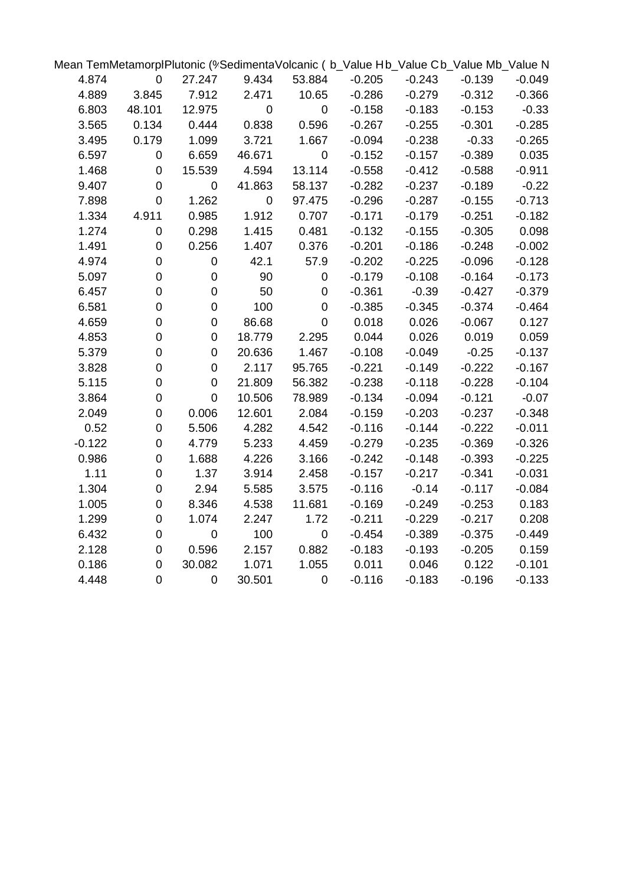| Mean Tem | Metamorpl | Plutonic (% | Sedimenta | Volcanic ( | b_Value H | b_Value C | b_Value M | b_Value N |
|---|---|---|---|---|---|---|---|---|
| 4.874 | 0 | 27.247 | 9.434 | 53.884 | -0.205 | -0.243 | -0.139 | -0.049 |
| 4.889 | 3.845 | 7.912 | 2.471 | 10.65 | -0.286 | -0.279 | -0.312 | -0.366 |
| 6.803 | 48.101 | 12.975 | 0 | 0 | -0.158 | -0.183 | -0.153 | -0.33 |
| 3.565 | 0.134 | 0.444 | 0.838 | 0.596 | -0.267 | -0.255 | -0.301 | -0.285 |
| 3.495 | 0.179 | 1.099 | 3.721 | 1.667 | -0.094 | -0.238 | -0.33 | -0.265 |
| 6.597 | 0 | 6.659 | 46.671 | 0 | -0.152 | -0.157 | -0.389 | 0.035 |
| 1.468 | 0 | 15.539 | 4.594 | 13.114 | -0.558 | -0.412 | -0.588 | -0.911 |
| 9.407 | 0 | 0 | 41.863 | 58.137 | -0.282 | -0.237 | -0.189 | -0.22 |
| 7.898 | 0 | 1.262 | 0 | 97.475 | -0.296 | -0.287 | -0.155 | -0.713 |
| 1.334 | 4.911 | 0.985 | 1.912 | 0.707 | -0.171 | -0.179 | -0.251 | -0.182 |
| 1.274 | 0 | 0.298 | 1.415 | 0.481 | -0.132 | -0.155 | -0.305 | 0.098 |
| 1.491 | 0 | 0.256 | 1.407 | 0.376 | -0.201 | -0.186 | -0.248 | -0.002 |
| 4.974 | 0 | 0 | 42.1 | 57.9 | -0.202 | -0.225 | -0.096 | -0.128 |
| 5.097 | 0 | 0 | 90 | 0 | -0.179 | -0.108 | -0.164 | -0.173 |
| 6.457 | 0 | 0 | 50 | 0 | -0.361 | -0.39 | -0.427 | -0.379 |
| 6.581 | 0 | 0 | 100 | 0 | -0.385 | -0.345 | -0.374 | -0.464 |
| 4.659 | 0 | 0 | 86.68 | 0 | 0.018 | 0.026 | -0.067 | 0.127 |
| 4.853 | 0 | 0 | 18.779 | 2.295 | 0.044 | 0.026 | 0.019 | 0.059 |
| 5.379 | 0 | 0 | 20.636 | 1.467 | -0.108 | -0.049 | -0.25 | -0.137 |
| 3.828 | 0 | 0 | 2.117 | 95.765 | -0.221 | -0.149 | -0.222 | -0.167 |
| 5.115 | 0 | 0 | 21.809 | 56.382 | -0.238 | -0.118 | -0.228 | -0.104 |
| 3.864 | 0 | 0 | 10.506 | 78.989 | -0.134 | -0.094 | -0.121 | -0.07 |
| 2.049 | 0 | 0.006 | 12.601 | 2.084 | -0.159 | -0.203 | -0.237 | -0.348 |
| 0.52 | 0 | 5.506 | 4.282 | 4.542 | -0.116 | -0.144 | -0.222 | -0.011 |
| -0.122 | 0 | 4.779 | 5.233 | 4.459 | -0.279 | -0.235 | -0.369 | -0.326 |
| 0.986 | 0 | 1.688 | 4.226 | 3.166 | -0.242 | -0.148 | -0.393 | -0.225 |
| 1.11 | 0 | 1.37 | 3.914 | 2.458 | -0.157 | -0.217 | -0.341 | -0.031 |
| 1.304 | 0 | 2.94 | 5.585 | 3.575 | -0.116 | -0.14 | -0.117 | -0.084 |
| 1.005 | 0 | 8.346 | 4.538 | 11.681 | -0.169 | -0.249 | -0.253 | 0.183 |
| 1.299 | 0 | 1.074 | 2.247 | 1.72 | -0.211 | -0.229 | -0.217 | 0.208 |
| 6.432 | 0 | 0 | 100 | 0 | -0.454 | -0.389 | -0.375 | -0.449 |
| 2.128 | 0 | 0.596 | 2.157 | 0.882 | -0.183 | -0.193 | -0.205 | 0.159 |
| 0.186 | 0 | 30.082 | 1.071 | 1.055 | 0.011 | 0.046 | 0.122 | -0.101 |
| 4.448 | 0 | 0 | 30.501 | 0 | -0.116 | -0.183 | -0.196 | -0.133 |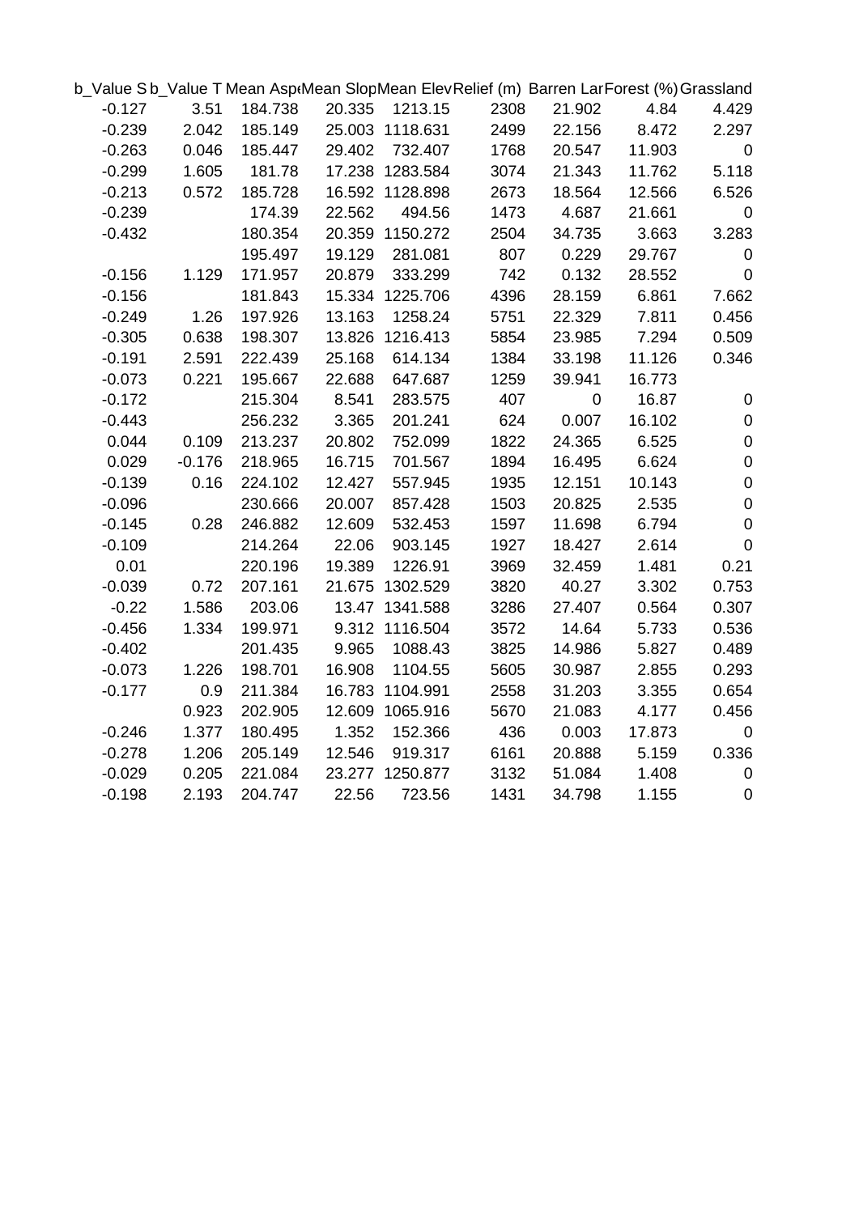| b_Value S | b_Value T | Mean Aspe | Mean Slop | Mean Elev | Relief (m) | Barren Lar | Forest (%) | Grassland |
|---|---|---|---|---|---|---|---|---|
| -0.127 | 3.51 | 184.738 | 20.335 | 1213.15 | 2308 | 21.902 | 4.84 | 4.429 |
| -0.239 | 2.042 | 185.149 | 25.003 | 1118.631 | 2499 | 22.156 | 8.472 | 2.297 |
| -0.263 | 0.046 | 185.447 | 29.402 | 732.407 | 1768 | 20.547 | 11.903 | 0 |
| -0.299 | 1.605 | 181.78 | 17.238 | 1283.584 | 3074 | 21.343 | 11.762 | 5.118 |
| -0.213 | 0.572 | 185.728 | 16.592 | 1128.898 | 2673 | 18.564 | 12.566 | 6.526 |
| -0.239 | | 174.39 | 22.562 | 494.56 | 1473 | 4.687 | 21.661 | 0 |
| -0.432 | | 180.354 | 20.359 | 1150.272 | 2504 | 34.735 | 3.663 | 3.283 |
| | | 195.497 | 19.129 | 281.081 | 807 | 0.229 | 29.767 | 0 |
| -0.156 | 1.129 | 171.957 | 20.879 | 333.299 | 742 | 0.132 | 28.552 | 0 |
| -0.156 | | 181.843 | 15.334 | 1225.706 | 4396 | 28.159 | 6.861 | 7.662 |
| -0.249 | 1.26 | 197.926 | 13.163 | 1258.24 | 5751 | 22.329 | 7.811 | 0.456 |
| -0.305 | 0.638 | 198.307 | 13.826 | 1216.413 | 5854 | 23.985 | 7.294 | 0.509 |
| -0.191 | 2.591 | 222.439 | 25.168 | 614.134 | 1384 | 33.198 | 11.126 | 0.346 |
| -0.073 | 0.221 | 195.667 | 22.688 | 647.687 | 1259 | 39.941 | 16.773 | |
| -0.172 | | 215.304 | 8.541 | 283.575 | 407 | 0 | 16.87 | 0 |
| -0.443 | | 256.232 | 3.365 | 201.241 | 624 | 0.007 | 16.102 | 0 |
| 0.044 | 0.109 | 213.237 | 20.802 | 752.099 | 1822 | 24.365 | 6.525 | 0 |
| 0.029 | -0.176 | 218.965 | 16.715 | 701.567 | 1894 | 16.495 | 6.624 | 0 |
| -0.139 | 0.16 | 224.102 | 12.427 | 557.945 | 1935 | 12.151 | 10.143 | 0 |
| -0.096 | | 230.666 | 20.007 | 857.428 | 1503 | 20.825 | 2.535 | 0 |
| -0.145 | 0.28 | 246.882 | 12.609 | 532.453 | 1597 | 11.698 | 6.794 | 0 |
| -0.109 | | 214.264 | 22.06 | 903.145 | 1927 | 18.427 | 2.614 | 0 |
| 0.01 | | 220.196 | 19.389 | 1226.91 | 3969 | 32.459 | 1.481 | 0.21 |
| -0.039 | 0.72 | 207.161 | 21.675 | 1302.529 | 3820 | 40.27 | 3.302 | 0.753 |
| -0.22 | 1.586 | 203.06 | 13.47 | 1341.588 | 3286 | 27.407 | 0.564 | 0.307 |
| -0.456 | 1.334 | 199.971 | 9.312 | 1116.504 | 3572 | 14.64 | 5.733 | 0.536 |
| -0.402 | | 201.435 | 9.965 | 1088.43 | 3825 | 14.986 | 5.827 | 0.489 |
| -0.073 | 1.226 | 198.701 | 16.908 | 1104.55 | 5605 | 30.987 | 2.855 | 0.293 |
| -0.177 | 0.9 | 211.384 | 16.783 | 1104.991 | 2558 | 31.203 | 3.355 | 0.654 |
| | 0.923 | 202.905 | 12.609 | 1065.916 | 5670 | 21.083 | 4.177 | 0.456 |
| -0.246 | 1.377 | 180.495 | 1.352 | 152.366 | 436 | 0.003 | 17.873 | 0 |
| -0.278 | 1.206 | 205.149 | 12.546 | 919.317 | 6161 | 20.888 | 5.159 | 0.336 |
| -0.029 | 0.205 | 221.084 | 23.277 | 1250.877 | 3132 | 51.084 | 1.408 | 0 |
| -0.198 | 2.193 | 204.747 | 22.56 | 723.56 | 1431 | 34.798 | 1.155 | 0 |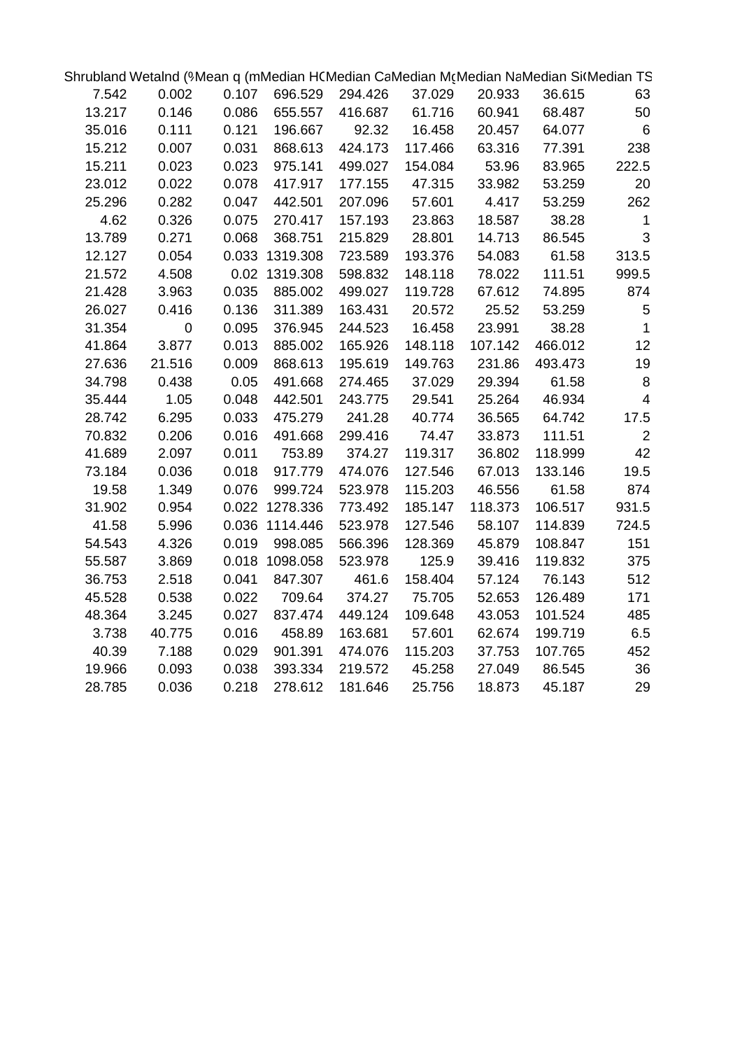| Shrubland | Wetalnd (% | Mean q (m | Median HC | Median Ca | Median Mg | Median Na | Median Si( | Median TS |
|---|---|---|---|---|---|---|---|---|
| 7.542 | 0.002 | 0.107 | 696.529 | 294.426 | 37.029 | 20.933 | 36.615 | 63 |
| 13.217 | 0.146 | 0.086 | 655.557 | 416.687 | 61.716 | 60.941 | 68.487 | 50 |
| 35.016 | 0.111 | 0.121 | 196.667 | 92.32 | 16.458 | 20.457 | 64.077 | 6 |
| 15.212 | 0.007 | 0.031 | 868.613 | 424.173 | 117.466 | 63.316 | 77.391 | 238 |
| 15.211 | 0.023 | 0.023 | 975.141 | 499.027 | 154.084 | 53.96 | 83.965 | 222.5 |
| 23.012 | 0.022 | 0.078 | 417.917 | 177.155 | 47.315 | 33.982 | 53.259 | 20 |
| 25.296 | 0.282 | 0.047 | 442.501 | 207.096 | 57.601 | 4.417 | 53.259 | 262 |
| 4.62 | 0.326 | 0.075 | 270.417 | 157.193 | 23.863 | 18.587 | 38.28 | 1 |
| 13.789 | 0.271 | 0.068 | 368.751 | 215.829 | 28.801 | 14.713 | 86.545 | 3 |
| 12.127 | 0.054 | 0.033 | 1319.308 | 723.589 | 193.376 | 54.083 | 61.58 | 313.5 |
| 21.572 | 4.508 | 0.02 | 1319.308 | 598.832 | 148.118 | 78.022 | 111.51 | 999.5 |
| 21.428 | 3.963 | 0.035 | 885.002 | 499.027 | 119.728 | 67.612 | 74.895 | 874 |
| 26.027 | 0.416 | 0.136 | 311.389 | 163.431 | 20.572 | 25.52 | 53.259 | 5 |
| 31.354 | 0 | 0.095 | 376.945 | 244.523 | 16.458 | 23.991 | 38.28 | 1 |
| 41.864 | 3.877 | 0.013 | 885.002 | 165.926 | 148.118 | 107.142 | 466.012 | 12 |
| 27.636 | 21.516 | 0.009 | 868.613 | 195.619 | 149.763 | 231.86 | 493.473 | 19 |
| 34.798 | 0.438 | 0.05 | 491.668 | 274.465 | 37.029 | 29.394 | 61.58 | 8 |
| 35.444 | 1.05 | 0.048 | 442.501 | 243.775 | 29.541 | 25.264 | 46.934 | 4 |
| 28.742 | 6.295 | 0.033 | 475.279 | 241.28 | 40.774 | 36.565 | 64.742 | 17.5 |
| 70.832 | 0.206 | 0.016 | 491.668 | 299.416 | 74.47 | 33.873 | 111.51 | 2 |
| 41.689 | 2.097 | 0.011 | 753.89 | 374.27 | 119.317 | 36.802 | 118.999 | 42 |
| 73.184 | 0.036 | 0.018 | 917.779 | 474.076 | 127.546 | 67.013 | 133.146 | 19.5 |
| 19.58 | 1.349 | 0.076 | 999.724 | 523.978 | 115.203 | 46.556 | 61.58 | 874 |
| 31.902 | 0.954 | 0.022 | 1278.336 | 773.492 | 185.147 | 118.373 | 106.517 | 931.5 |
| 41.58 | 5.996 | 0.036 | 1114.446 | 523.978 | 127.546 | 58.107 | 114.839 | 724.5 |
| 54.543 | 4.326 | 0.019 | 998.085 | 566.396 | 128.369 | 45.879 | 108.847 | 151 |
| 55.587 | 3.869 | 0.018 | 1098.058 | 523.978 | 125.9 | 39.416 | 119.832 | 375 |
| 36.753 | 2.518 | 0.041 | 847.307 | 461.6 | 158.404 | 57.124 | 76.143 | 512 |
| 45.528 | 0.538 | 0.022 | 709.64 | 374.27 | 75.705 | 52.653 | 126.489 | 171 |
| 48.364 | 3.245 | 0.027 | 837.474 | 449.124 | 109.648 | 43.053 | 101.524 | 485 |
| 3.738 | 40.775 | 0.016 | 458.89 | 163.681 | 57.601 | 62.674 | 199.719 | 6.5 |
| 40.39 | 7.188 | 0.029 | 901.391 | 474.076 | 115.203 | 37.753 | 107.765 | 452 |
| 19.966 | 0.093 | 0.038 | 393.334 | 219.572 | 45.258 | 27.049 | 86.545 | 36 |
| 28.785 | 0.036 | 0.218 | 278.612 | 181.646 | 25.756 | 18.873 | 45.187 | 29 |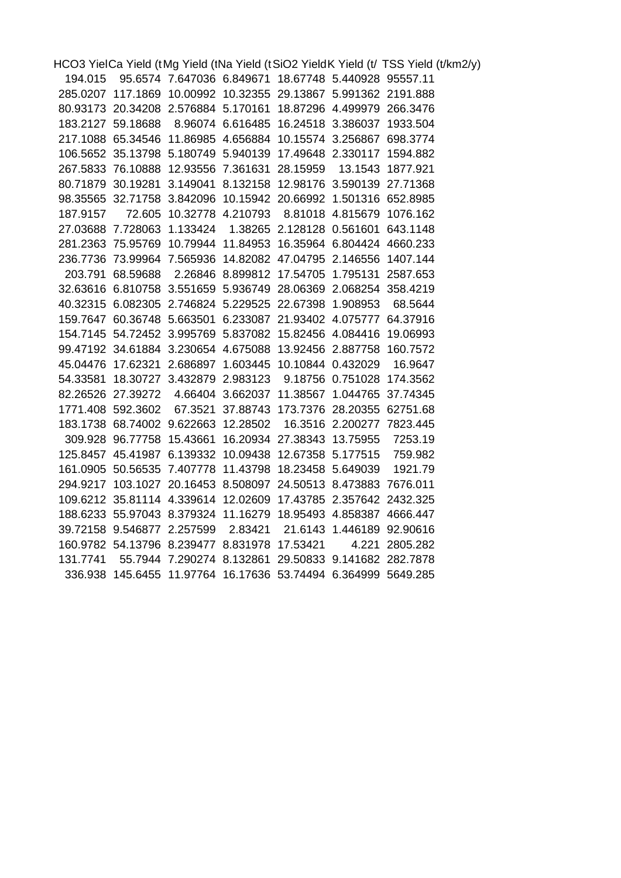| HCO3 Yiel | Ca Yield (t | Mg Yield (t | Na Yield (t | SiO2 Yield | K Yield (t/ | TSS Yield (t/km2/y) |
|---|---|---|---|---|---|---|
| 194.015 | 95.6574 | 7.647036 | 6.849671 | 18.67748 | 5.440928 | 95557.11 |
| 285.0207 | 117.1869 | 10.00992 | 10.32355 | 29.13867 | 5.991362 | 2191.888 |
| 80.93173 | 20.34208 | 2.576884 | 5.170161 | 18.87296 | 4.499979 | 266.3476 |
| 183.2127 | 59.18688 | 8.96074 | 6.616485 | 16.24518 | 3.386037 | 1933.504 |
| 217.1088 | 65.34546 | 11.86985 | 4.656884 | 10.15574 | 3.256867 | 698.3774 |
| 106.5652 | 35.13798 | 5.180749 | 5.940139 | 17.49648 | 2.330117 | 1594.882 |
| 267.5833 | 76.10888 | 12.93556 | 7.361631 | 28.15959 | 13.1543 | 1877.921 |
| 80.71879 | 30.19281 | 3.149041 | 8.132158 | 12.98176 | 3.590139 | 27.71368 |
| 98.35565 | 32.71758 | 3.842096 | 10.15942 | 20.66992 | 1.501316 | 652.8985 |
| 187.9157 | 72.605 | 10.32778 | 4.210793 | 8.81018 | 4.815679 | 1076.162 |
| 27.03688 | 7.728063 | 1.133424 | 1.38265 | 2.128128 | 0.561601 | 643.1148 |
| 281.2363 | 75.95769 | 10.79944 | 11.84953 | 16.35964 | 6.804424 | 4660.233 |
| 236.7736 | 73.99964 | 7.565936 | 14.82082 | 47.04795 | 2.146556 | 1407.144 |
| 203.791 | 68.59688 | 2.26846 | 8.899812 | 17.54705 | 1.795131 | 2587.653 |
| 32.63616 | 6.810758 | 3.551659 | 5.936749 | 28.06369 | 2.068254 | 358.4219 |
| 40.32315 | 6.082305 | 2.746824 | 5.229525 | 22.67398 | 1.908953 | 68.5644 |
| 159.7647 | 60.36748 | 5.663501 | 6.233087 | 21.93402 | 4.075777 | 64.37916 |
| 154.7145 | 54.72452 | 3.995769 | 5.837082 | 15.82456 | 4.084416 | 19.06993 |
| 99.47192 | 34.61884 | 3.230654 | 4.675088 | 13.92456 | 2.887758 | 160.7572 |
| 45.04476 | 17.62321 | 2.686897 | 1.603445 | 10.10844 | 0.432029 | 16.9647 |
| 54.33581 | 18.30727 | 3.432879 | 2.983123 | 9.18756 | 0.751028 | 174.3562 |
| 82.26526 | 27.39272 | 4.66404 | 3.662037 | 11.38567 | 1.044765 | 37.74345 |
| 1771.408 | 592.3602 | 67.3521 | 37.88743 | 173.7376 | 28.20355 | 62751.68 |
| 183.1738 | 68.74002 | 9.622663 | 12.28502 | 16.3516 | 2.200277 | 7823.445 |
| 309.928 | 96.77758 | 15.43661 | 16.20934 | 27.38343 | 13.75955 | 7253.19 |
| 125.8457 | 45.41987 | 6.139332 | 10.09438 | 12.67358 | 5.177515 | 759.982 |
| 161.0905 | 50.56535 | 7.407778 | 11.43798 | 18.23458 | 5.649039 | 1921.79 |
| 294.9217 | 103.1027 | 20.16453 | 8.508097 | 24.50513 | 8.473883 | 7676.011 |
| 109.6212 | 35.81114 | 4.339614 | 12.02609 | 17.43785 | 2.357642 | 2432.325 |
| 188.6233 | 55.97043 | 8.379324 | 11.16279 | 18.95493 | 4.858387 | 4666.447 |
| 39.72158 | 9.546877 | 2.257599 | 2.83421 | 21.6143 | 1.446189 | 92.90616 |
| 160.9782 | 54.13796 | 8.239477 | 8.831978 | 17.53421 | 4.221 | 2805.282 |
| 131.7741 | 55.7944 | 7.290274 | 8.132861 | 29.50833 | 9.141682 | 282.7878 |
| 336.938 | 145.6455 | 11.97764 | 16.17636 | 53.74494 | 6.364999 | 5649.285 |